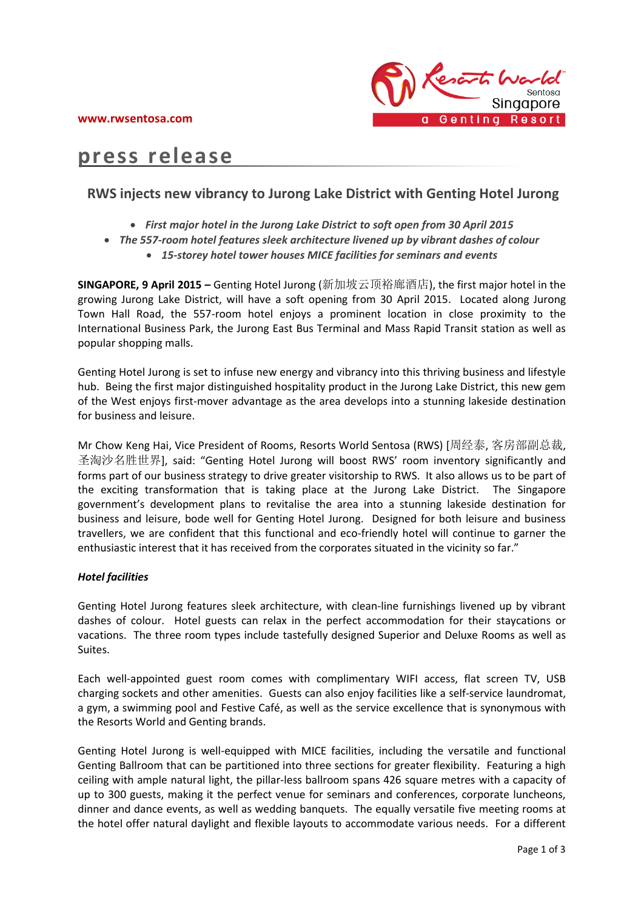www.rwsentosa.com

# press release

## RWS injects new vibrancy to Jurong Lake District with Genting Hotel Jurong

- ***First major hotel in the Jurong Lake District to soft open from 30 April 2015***
- ***The 557-room hotel features sleek architecture livened up by vibrant dashes of colour***
- ***15-storey hotel tower houses MICE facilities for seminars and events***

**SINGAPORE, 9 April 2015 –** Genting Hotel Jurong (新加坡云顶裕廊酒店), the first major hotel in the growing Jurong Lake District, will have a soft opening from 30 April 2015. Located along Jurong Town Hall Road, the 557-room hotel enjoys a prominent location in close proximity to the International Business Park, the Jurong East Bus Terminal and Mass Rapid Transit station as well as popular shopping malls.

Genting Hotel Jurong is set to infuse new energy and vibrancy into this thriving business and lifestyle hub. Being the first major distinguished hospitality product in the Jurong Lake District, this new gem of the West enjoys first-mover advantage as the area develops into a stunning lakeside destination for business and leisure.

Mr Chow Keng Hai, Vice President of Rooms, Resorts World Sentosa (RWS) [周经泰, 客房部副总裁, 圣淘沙名胜世界], said: "Genting Hotel Jurong will boost RWS' room inventory significantly and forms part of our business strategy to drive greater visitorship to RWS. It also allows us to be part of the exciting transformation that is taking place at the Jurong Lake District. The Singapore government's development plans to revitalise the area into a stunning lakeside destination for business and leisure, bode well for Genting Hotel Jurong. Designed for both leisure and business travellers, we are confident that this functional and eco-friendly hotel will continue to garner the enthusiastic interest that it has received from the corporates situated in the vicinity so far."

***Hotel facilities***

Genting Hotel Jurong features sleek architecture, with clean-line furnishings livened up by vibrant dashes of colour. Hotel guests can relax in the perfect accommodation for their staycations or vacations. The three room types include tastefully designed Superior and Deluxe Rooms as well as Suites.

Each well-appointed guest room comes with complimentary WIFI access, flat screen TV, USB charging sockets and other amenities. Guests can also enjoy facilities like a self-service laundromat, a gym, a swimming pool and Festive Café, as well as the service excellence that is synonymous with the Resorts World and Genting brands.

Genting Hotel Jurong is well-equipped with MICE facilities, including the versatile and functional Genting Ballroom that can be partitioned into three sections for greater flexibility. Featuring a high ceiling with ample natural light, the pillar-less ballroom spans 426 square metres with a capacity of up to 300 guests, making it the perfect venue for seminars and conferences, corporate luncheons, dinner and dance events, as well as wedding banquets. The equally versatile five meeting rooms at the hotel offer natural daylight and flexible layouts to accommodate various needs. For a different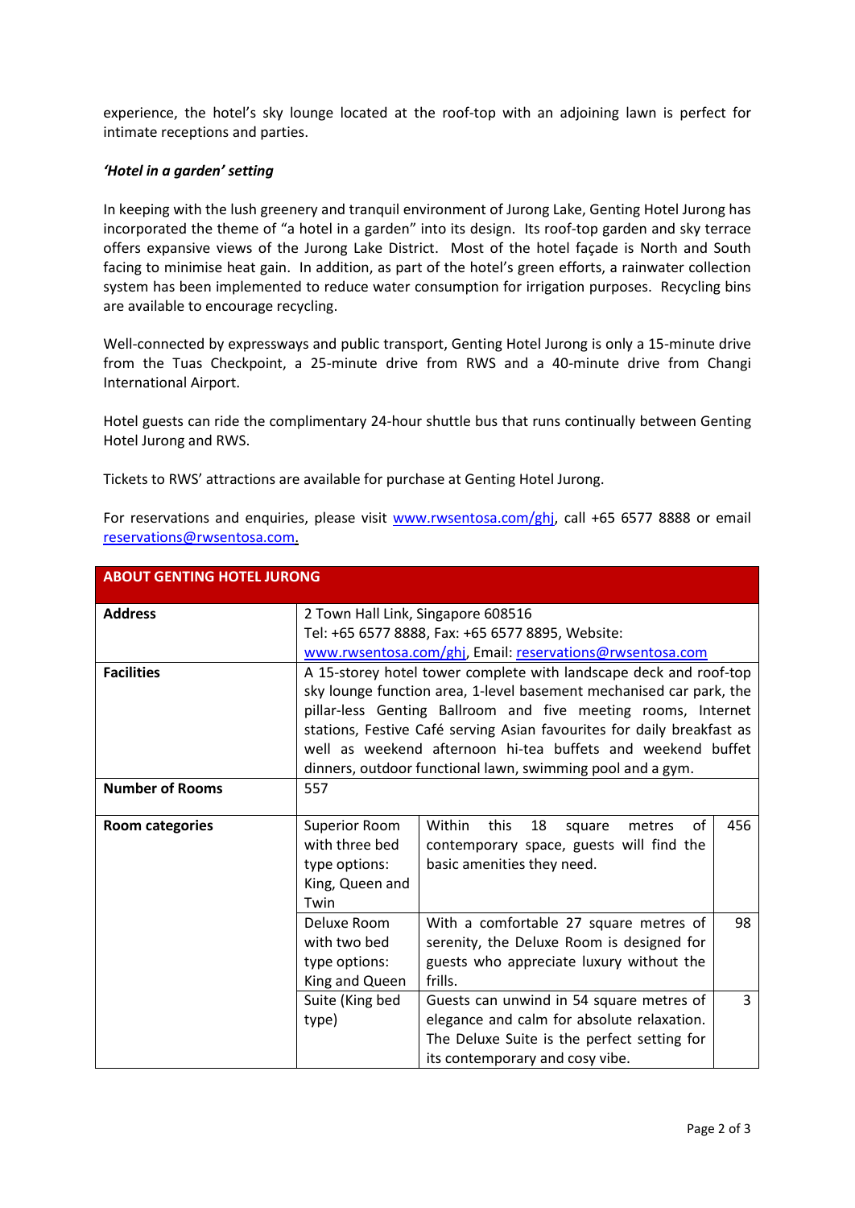experience, the hotel's sky lounge located at the roof-top with an adjoining lawn is perfect for intimate receptions and parties.

***'Hotel in a garden' setting***

In keeping with the lush greenery and tranquil environment of Jurong Lake, Genting Hotel Jurong has incorporated the theme of "a hotel in a garden" into its design. Its roof-top garden and sky terrace offers expansive views of the Jurong Lake District. Most of the hotel façade is North and South facing to minimise heat gain. In addition, as part of the hotel's green efforts, a rainwater collection system has been implemented to reduce water consumption for irrigation purposes. Recycling bins are available to encourage recycling.

Well-connected by expressways and public transport, Genting Hotel Jurong is only a 15-minute drive from the Tuas Checkpoint, a 25-minute drive from RWS and a 40-minute drive from Changi International Airport.

Hotel guests can ride the complimentary 24-hour shuttle bus that runs continually between Genting Hotel Jurong and RWS.

Tickets to RWS' attractions are available for purchase at Genting Hotel Jurong.

For reservations and enquiries, please visit www.rwsentosa.com/ghj, call +65 6577 8888 or email reservations@rwsentosa.com.

| **ABOUT GENTING HOTEL JURONG** | | | |
|---|---|---|---|
| **Address** | 2 Town Hall Link, Singapore 608516<br>Tel: +65 6577 8888, Fax: +65 6577 8895, Website: www.rwsentosa.com/ghj, Email: reservations@rwsentosa.com | | |
| **Facilities** | A 15-storey hotel tower complete with landscape deck and roof-top sky lounge function area, 1-level basement mechanised car park, the pillar-less Genting Ballroom and five meeting rooms, Internet stations, Festive Café serving Asian favourites for daily breakfast as well as weekend afternoon hi-tea buffets and weekend buffet dinners, outdoor functional lawn, swimming pool and a gym. | | |
| **Number of Rooms** | 557 | | |
| **Room categories** | Superior Room with three bed type options: King, Queen and Twin | Within this 18 square metres of contemporary space, guests will find the basic amenities they need. | 456 |
| | Deluxe Room with two bed type options: King and Queen | With a comfortable 27 square metres of serenity, the Deluxe Room is designed for guests who appreciate luxury without the frills. | 98 |
| | Suite (King bed type) | Guests can unwind in 54 square metres of elegance and calm for absolute relaxation. The Deluxe Suite is the perfect setting for its contemporary and cosy vibe. | 3 |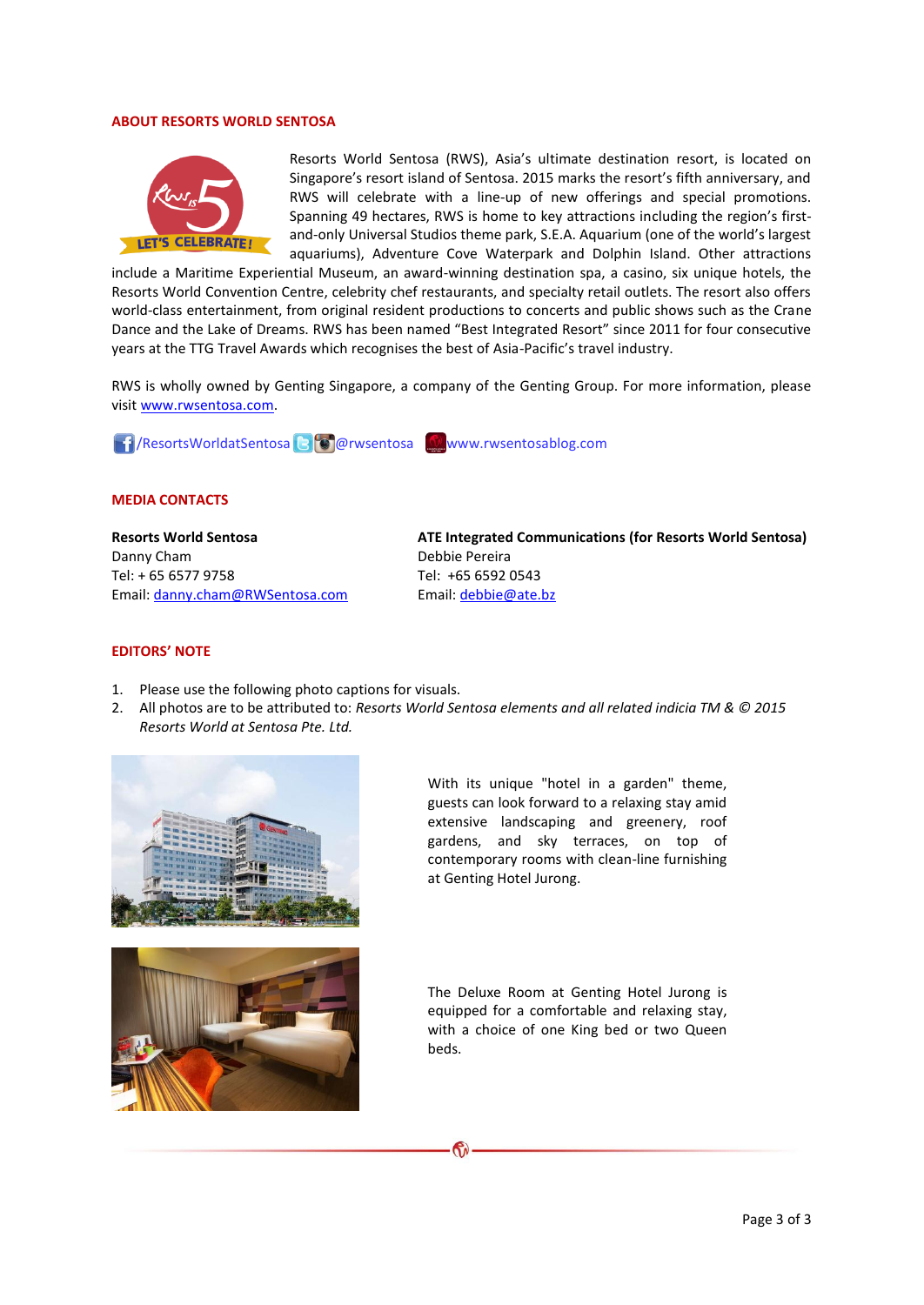## ABOUT RESORTS WORLD SENTOSA

Resorts World Sentosa (RWS), Asia's ultimate destination resort, is located on Singapore's resort island of Sentosa. 2015 marks the resort's fifth anniversary, and RWS will celebrate with a line-up of new offerings and special promotions. Spanning 49 hectares, RWS is home to key attractions including the region's first-and-only Universal Studios theme park, S.E.A. Aquarium (one of the world's largest aquariums), Adventure Cove Waterpark and Dolphin Island. Other attractions include a Maritime Experiential Museum, an award-winning destination spa, a casino, six unique hotels, the Resorts World Convention Centre, celebrity chef restaurants, and specialty retail outlets. The resort also offers world-class entertainment, from original resident productions to concerts and public shows such as the Crane Dance and the Lake of Dreams. RWS has been named "Best Integrated Resort" since 2011 for four consecutive years at the TTG Travel Awards which recognises the best of Asia-Pacific's travel industry.

RWS is wholly owned by Genting Singapore, a company of the Genting Group. For more information, please visit www.rwsentosa.com.

/ResortsWorldatSentosa @rwsentosa www.rwsentosablog.com

## MEDIA CONTACTS

**Resorts World Sentosa**
Danny Cham
Tel: + 65 6577 9758
Email: danny.cham@RWSentosa.com

**ATE Integrated Communications (for Resorts World Sentosa)**
Debbie Pereira
Tel: +65 6592 0543
Email: debbie@ate.bz

## EDITORS' NOTE

1. Please use the following photo captions for visuals.
2. All photos are to be attributed to: *Resorts World Sentosa elements and all related indicia TM & © 2015 Resorts World at Sentosa Pte. Ltd.*

With its unique "hotel in a garden" theme, guests can look forward to a relaxing stay amid extensive landscaping and greenery, roof gardens, and sky terraces, on top of contemporary rooms with clean-line furnishing at Genting Hotel Jurong.

The Deluxe Room at Genting Hotel Jurong is equipped for a comfortable and relaxing stay, with a choice of one King bed or two Queen beds.